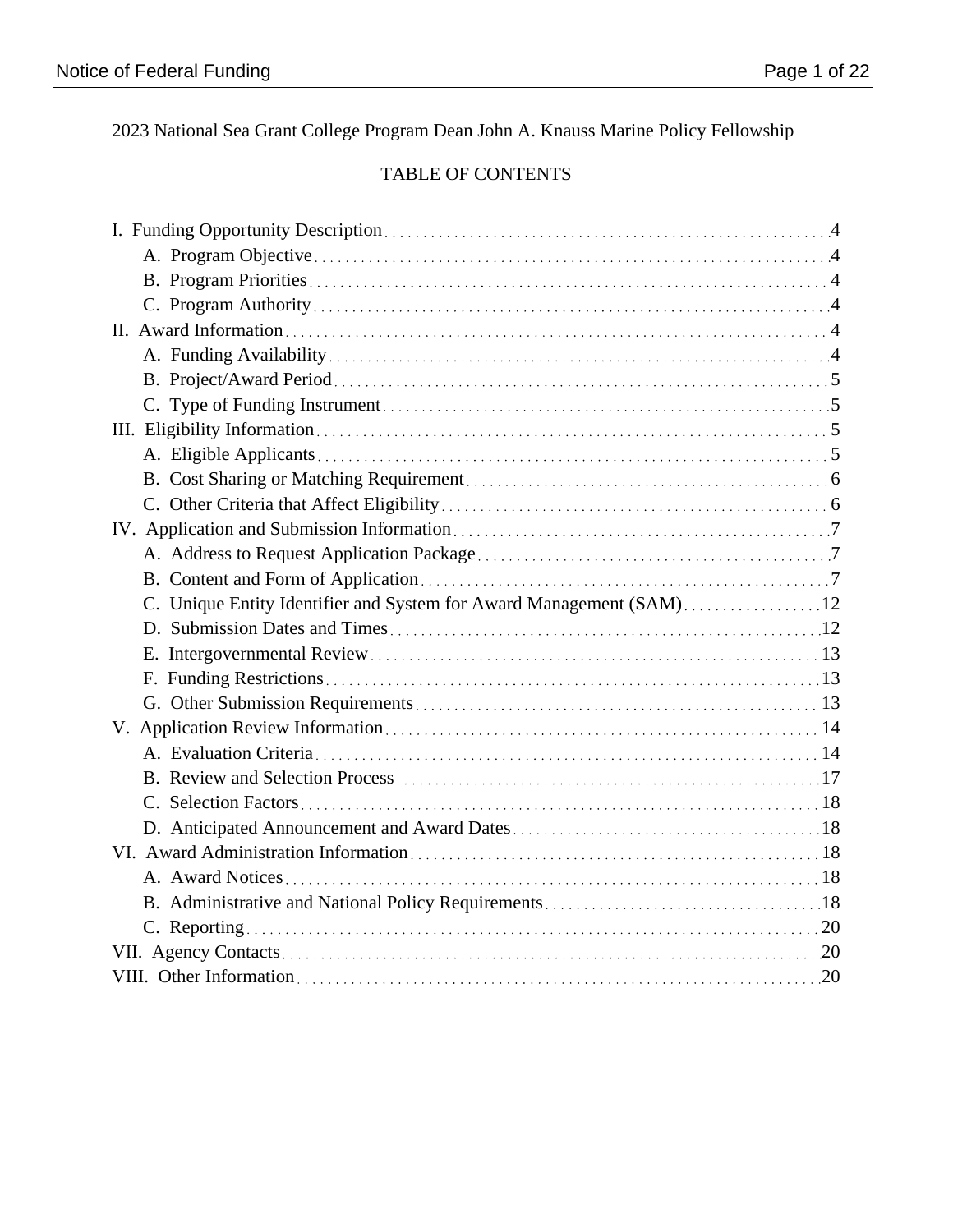2023 National Sea Grant College Program Dean John A. Knauss Marine Policy Fellowship

# TABLE OF CONTENTS

I. Funding Opportunity Description ..... 4
- A. Program Objective ..... 4
- B. Program Priorities ..... 4
- C. Program Authority ..... 4

II. Award Information ..... 4
- A. Funding Availability ..... 4
- B. Project/Award Period ..... 5
- C. Type of Funding Instrument ..... 5

III. Eligibility Information ..... 5
- A. Eligible Applicants ..... 5
- B. Cost Sharing or Matching Requirement ..... 6
- C. Other Criteria that Affect Eligibility ..... 6

IV. Application and Submission Information ..... 7
- A. Address to Request Application Package ..... 7
- B. Content and Form of Application ..... 7
- C. Unique Entity Identifier and System for Award Management (SAM) ..... 12
- D. Submission Dates and Times ..... 12
- E. Intergovernmental Review ..... 13
- F. Funding Restrictions ..... 13
- G. Other Submission Requirements ..... 13

V. Application Review Information ..... 14
- A. Evaluation Criteria ..... 14
- B. Review and Selection Process ..... 17
- C. Selection Factors ..... 18
- D. Anticipated Announcement and Award Dates ..... 18

VI. Award Administration Information ..... 18
- A. Award Notices ..... 18
- B. Administrative and National Policy Requirements ..... 18
- C. Reporting ..... 20

VII. Agency Contacts ..... 20

VIII. Other Information ..... 20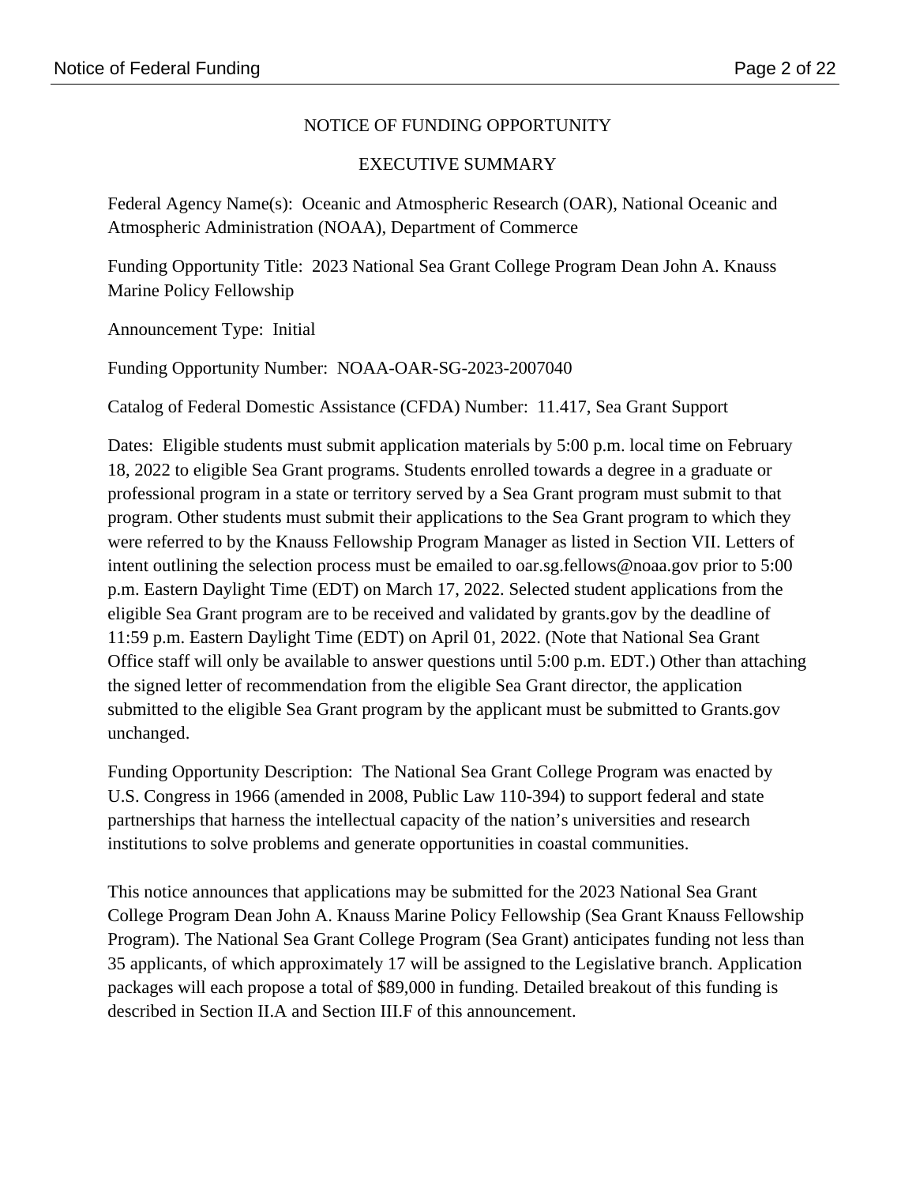# NOTICE OF FUNDING OPPORTUNITY

## EXECUTIVE SUMMARY

Federal Agency Name(s): Oceanic and Atmospheric Research (OAR), National Oceanic and Atmospheric Administration (NOAA), Department of Commerce

Funding Opportunity Title: 2023 National Sea Grant College Program Dean John A. Knauss Marine Policy Fellowship

Announcement Type: Initial

Funding Opportunity Number: NOAA-OAR-SG-2023-2007040

Catalog of Federal Domestic Assistance (CFDA) Number: 11.417, Sea Grant Support

Dates: Eligible students must submit application materials by 5:00 p.m. local time on February 18, 2022 to eligible Sea Grant programs. Students enrolled towards a degree in a graduate or professional program in a state or territory served by a Sea Grant program must submit to that program. Other students must submit their applications to the Sea Grant program to which they were referred to by the Knauss Fellowship Program Manager as listed in Section VII. Letters of intent outlining the selection process must be emailed to oar.sg.fellows@noaa.gov prior to 5:00 p.m. Eastern Daylight Time (EDT) on March 17, 2022. Selected student applications from the eligible Sea Grant program are to be received and validated by grants.gov by the deadline of 11:59 p.m. Eastern Daylight Time (EDT) on April 01, 2022. (Note that National Sea Grant Office staff will only be available to answer questions until 5:00 p.m. EDT.) Other than attaching the signed letter of recommendation from the eligible Sea Grant director, the application submitted to the eligible Sea Grant program by the applicant must be submitted to Grants.gov unchanged.

Funding Opportunity Description: The National Sea Grant College Program was enacted by U.S. Congress in 1966 (amended in 2008, Public Law 110-394) to support federal and state partnerships that harness the intellectual capacity of the nation's universities and research institutions to solve problems and generate opportunities in coastal communities.

This notice announces that applications may be submitted for the 2023 National Sea Grant College Program Dean John A. Knauss Marine Policy Fellowship (Sea Grant Knauss Fellowship Program). The National Sea Grant College Program (Sea Grant) anticipates funding not less than 35 applicants, of which approximately 17 will be assigned to the Legislative branch. Application packages will each propose a total of $89,000 in funding. Detailed breakout of this funding is described in Section II.A and Section III.F of this announcement.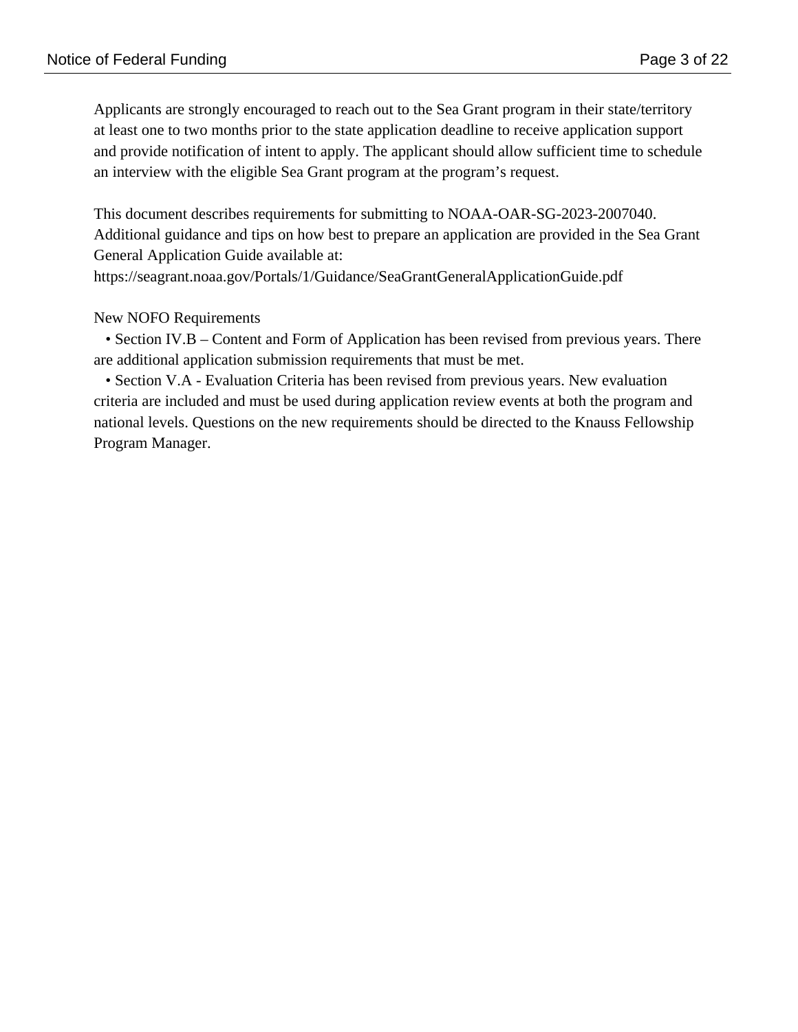Applicants are strongly encouraged to reach out to the Sea Grant program in their state/territory at least one to two months prior to the state application deadline to receive application support and provide notification of intent to apply. The applicant should allow sufficient time to schedule an interview with the eligible Sea Grant program at the program's request.

This document describes requirements for submitting to NOAA-OAR-SG-2023-2007040. Additional guidance and tips on how best to prepare an application are provided in the Sea Grant General Application Guide available at: https://seagrant.noaa.gov/Portals/1/Guidance/SeaGrantGeneralApplicationGuide.pdf

New NOFO Requirements

- Section IV.B – Content and Form of Application has been revised from previous years. There are additional application submission requirements that must be met.
- Section V.A - Evaluation Criteria has been revised from previous years. New evaluation criteria are included and must be used during application review events at both the program and national levels. Questions on the new requirements should be directed to the Knauss Fellowship Program Manager.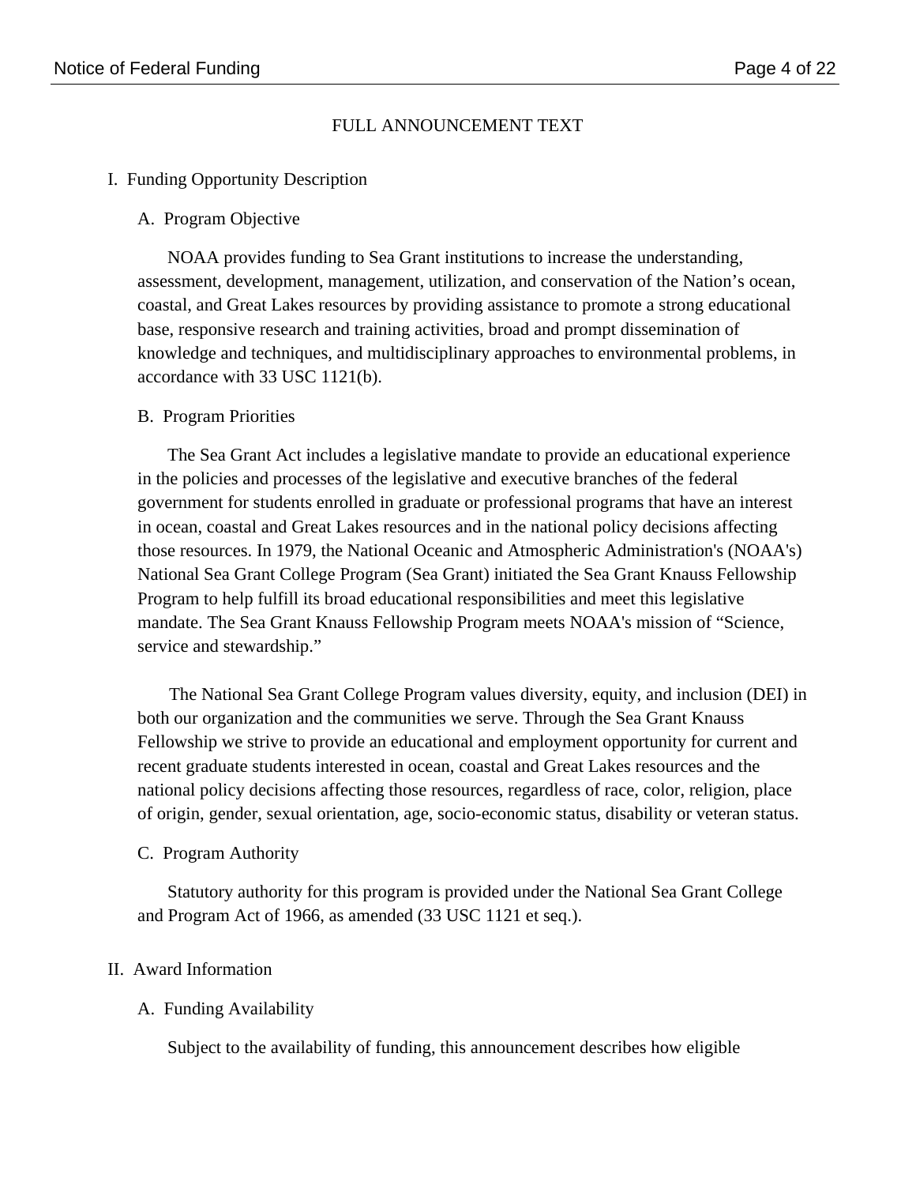# FULL ANNOUNCEMENT TEXT

## I. Funding Opportunity Description

### A. Program Objective

NOAA provides funding to Sea Grant institutions to increase the understanding, assessment, development, management, utilization, and conservation of the Nation's ocean, coastal, and Great Lakes resources by providing assistance to promote a strong educational base, responsive research and training activities, broad and prompt dissemination of knowledge and techniques, and multidisciplinary approaches to environmental problems, in accordance with 33 USC 1121(b).

### B. Program Priorities

The Sea Grant Act includes a legislative mandate to provide an educational experience in the policies and processes of the legislative and executive branches of the federal government for students enrolled in graduate or professional programs that have an interest in ocean, coastal and Great Lakes resources and in the national policy decisions affecting those resources. In 1979, the National Oceanic and Atmospheric Administration's (NOAA's) National Sea Grant College Program (Sea Grant) initiated the Sea Grant Knauss Fellowship Program to help fulfill its broad educational responsibilities and meet this legislative mandate. The Sea Grant Knauss Fellowship Program meets NOAA's mission of "Science, service and stewardship."

The National Sea Grant College Program values diversity, equity, and inclusion (DEI) in both our organization and the communities we serve. Through the Sea Grant Knauss Fellowship we strive to provide an educational and employment opportunity for current and recent graduate students interested in ocean, coastal and Great Lakes resources and the national policy decisions affecting those resources, regardless of race, color, religion, place of origin, gender, sexual orientation, age, socio-economic status, disability or veteran status.

### C. Program Authority

Statutory authority for this program is provided under the National Sea Grant College and Program Act of 1966, as amended (33 USC 1121 et seq.).

## II. Award Information

### A. Funding Availability

Subject to the availability of funding, this announcement describes how eligible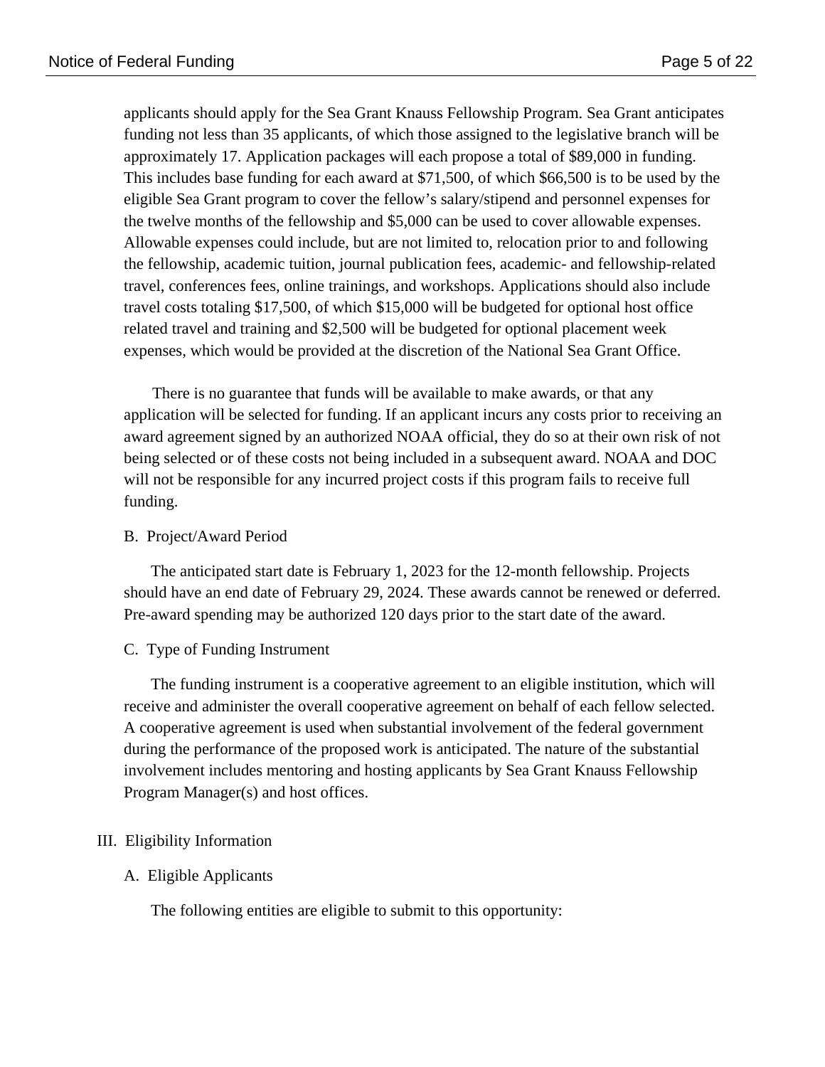applicants should apply for the Sea Grant Knauss Fellowship Program. Sea Grant anticipates funding not less than 35 applicants, of which those assigned to the legislative branch will be approximately 17. Application packages will each propose a total of $89,000 in funding. This includes base funding for each award at $71,500, of which $66,500 is to be used by the eligible Sea Grant program to cover the fellow's salary/stipend and personnel expenses for the twelve months of the fellowship and $5,000 can be used to cover allowable expenses. Allowable expenses could include, but are not limited to, relocation prior to and following the fellowship, academic tuition, journal publication fees, academic- and fellowship-related travel, conferences fees, online trainings, and workshops. Applications should also include travel costs totaling $17,500, of which $15,000 will be budgeted for optional host office related travel and training and $2,500 will be budgeted for optional placement week expenses, which would be provided at the discretion of the National Sea Grant Office.

There is no guarantee that funds will be available to make awards, or that any application will be selected for funding. If an applicant incurs any costs prior to receiving an award agreement signed by an authorized NOAA official, they do so at their own risk of not being selected or of these costs not being included in a subsequent award. NOAA and DOC will not be responsible for any incurred project costs if this program fails to receive full funding.

### B. Project/Award Period

The anticipated start date is February 1, 2023 for the 12-month fellowship. Projects should have an end date of February 29, 2024. These awards cannot be renewed or deferred. Pre-award spending may be authorized 120 days prior to the start date of the award.

### C. Type of Funding Instrument

The funding instrument is a cooperative agreement to an eligible institution, which will receive and administer the overall cooperative agreement on behalf of each fellow selected. A cooperative agreement is used when substantial involvement of the federal government during the performance of the proposed work is anticipated. The nature of the substantial involvement includes mentoring and hosting applicants by Sea Grant Knauss Fellowship Program Manager(s) and host offices.

## III. Eligibility Information

### A. Eligible Applicants

The following entities are eligible to submit to this opportunity: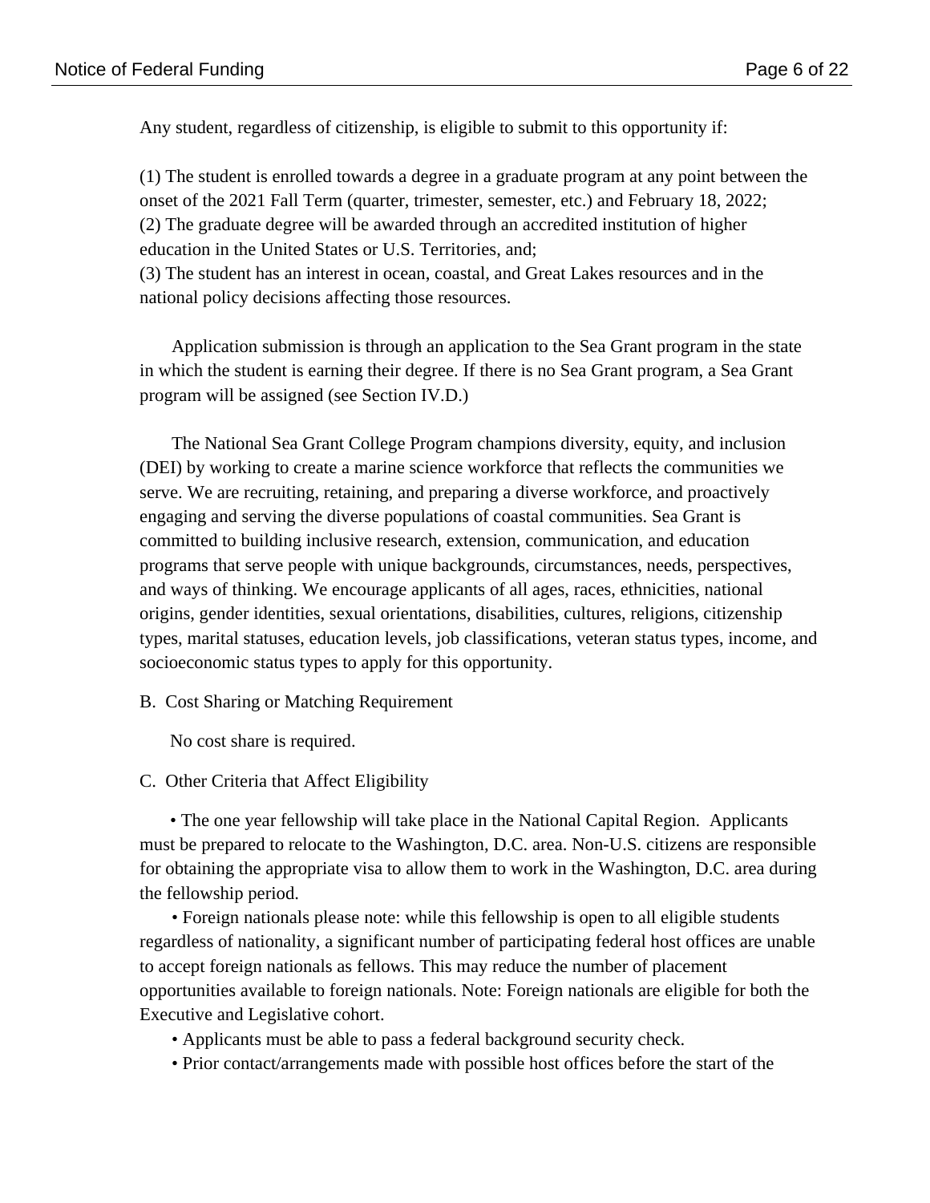Any student, regardless of citizenship, is eligible to submit to this opportunity if:

(1) The student is enrolled towards a degree in a graduate program at any point between the onset of the 2021 Fall Term (quarter, trimester, semester, etc.) and February 18, 2022;
(2) The graduate degree will be awarded through an accredited institution of higher education in the United States or U.S. Territories, and;
(3) The student has an interest in ocean, coastal, and Great Lakes resources and in the national policy decisions affecting those resources.

Application submission is through an application to the Sea Grant program in the state in which the student is earning their degree. If there is no Sea Grant program, a Sea Grant program will be assigned (see Section IV.D.)

The National Sea Grant College Program champions diversity, equity, and inclusion (DEI) by working to create a marine science workforce that reflects the communities we serve. We are recruiting, retaining, and preparing a diverse workforce, and proactively engaging and serving the diverse populations of coastal communities. Sea Grant is committed to building inclusive research, extension, communication, and education programs that serve people with unique backgrounds, circumstances, needs, perspectives, and ways of thinking. We encourage applicants of all ages, races, ethnicities, national origins, gender identities, sexual orientations, disabilities, cultures, religions, citizenship types, marital statuses, education levels, job classifications, veteran status types, income, and socioeconomic status types to apply for this opportunity.

B. Cost Sharing or Matching Requirement

No cost share is required.

C. Other Criteria that Affect Eligibility

- The one year fellowship will take place in the National Capital Region. Applicants must be prepared to relocate to the Washington, D.C. area. Non-U.S. citizens are responsible for obtaining the appropriate visa to allow them to work in the Washington, D.C. area during the fellowship period.
- Foreign nationals please note: while this fellowship is open to all eligible students regardless of nationality, a significant number of participating federal host offices are unable to accept foreign nationals as fellows. This may reduce the number of placement opportunities available to foreign nationals. Note: Foreign nationals are eligible for both the Executive and Legislative cohort.
- Applicants must be able to pass a federal background security check.
- Prior contact/arrangements made with possible host offices before the start of the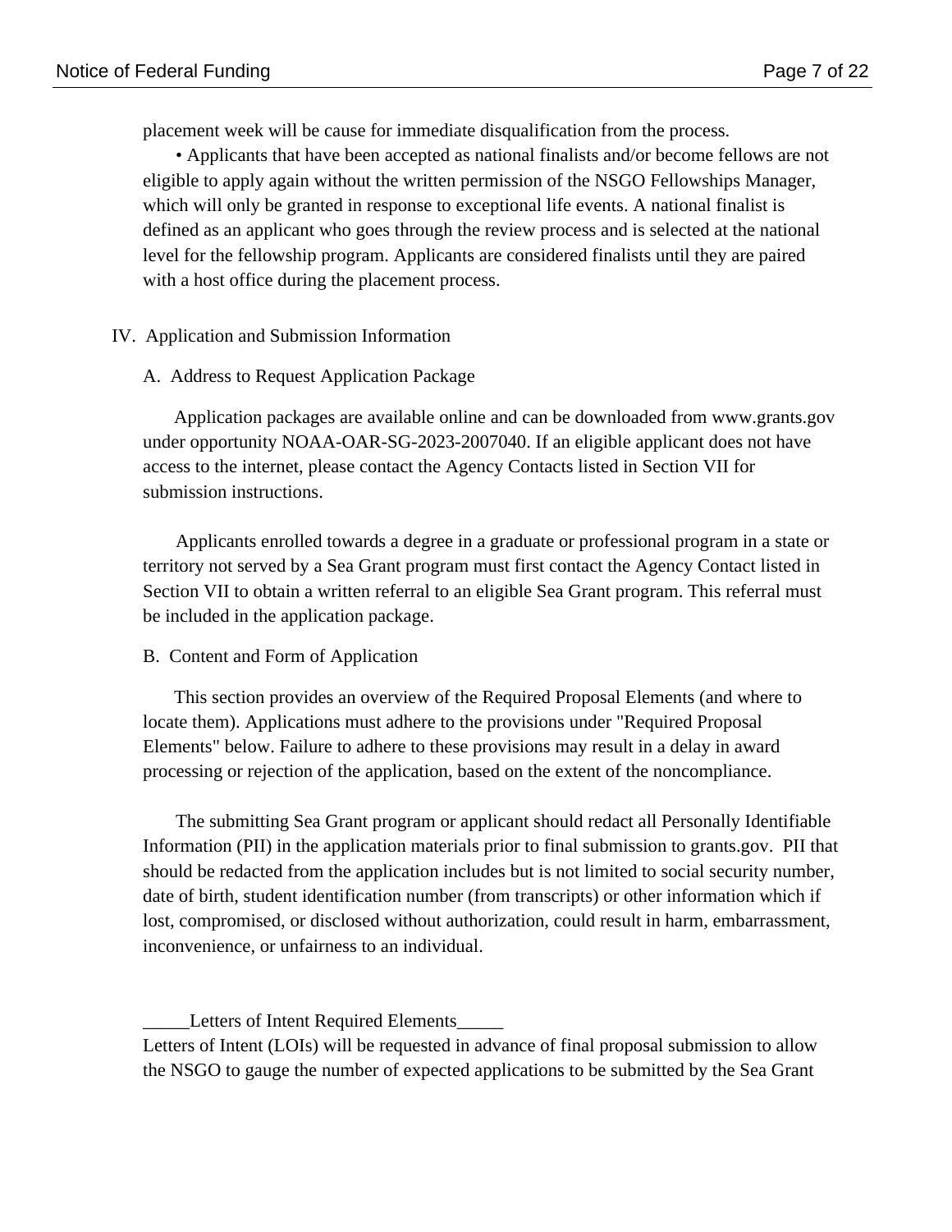placement week will be cause for immediate disqualification from the process.

• Applicants that have been accepted as national finalists and/or become fellows are not eligible to apply again without the written permission of the NSGO Fellowships Manager, which will only be granted in response to exceptional life events. A national finalist is defined as an applicant who goes through the review process and is selected at the national level for the fellowship program. Applicants are considered finalists until they are paired with a host office during the placement process.

## IV. Application and Submission Information

### A. Address to Request Application Package

Application packages are available online and can be downloaded from www.grants.gov under opportunity NOAA-OAR-SG-2023-2007040. If an eligible applicant does not have access to the internet, please contact the Agency Contacts listed in Section VII for submission instructions.

Applicants enrolled towards a degree in a graduate or professional program in a state or territory not served by a Sea Grant program must first contact the Agency Contact listed in Section VII to obtain a written referral to an eligible Sea Grant program. This referral must be included in the application package.

### B. Content and Form of Application

This section provides an overview of the Required Proposal Elements (and where to locate them). Applications must adhere to the provisions under "Required Proposal Elements" below. Failure to adhere to these provisions may result in a delay in award processing or rejection of the application, based on the extent of the noncompliance.

The submitting Sea Grant program or applicant should redact all Personally Identifiable Information (PII) in the application materials prior to final submission to grants.gov. PII that should be redacted from the application includes but is not limited to social security number, date of birth, student identification number (from transcripts) or other information which if lost, compromised, or disclosed without authorization, could result in harm, embarrassment, inconvenience, or unfairness to an individual.

_____Letters of Intent Required Elements_____

Letters of Intent (LOIs) will be requested in advance of final proposal submission to allow the NSGO to gauge the number of expected applications to be submitted by the Sea Grant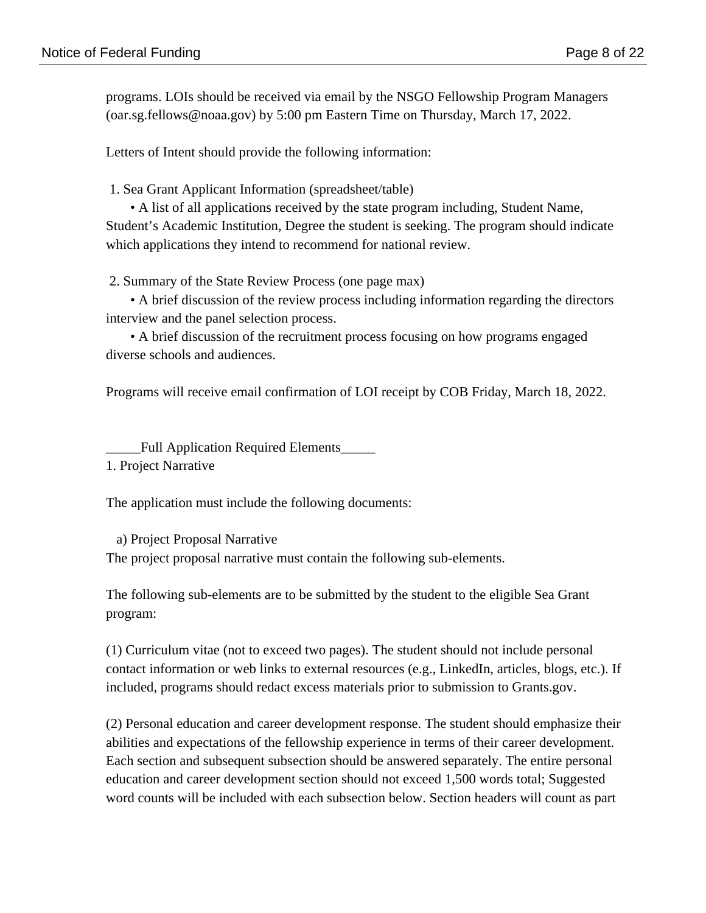programs. LOIs should be received via email by the NSGO Fellowship Program Managers (oar.sg.fellows@noaa.gov) by 5:00 pm Eastern Time on Thursday, March 17, 2022.

Letters of Intent should provide the following information:

1. Sea Grant Applicant Information (spreadsheet/table)
   - A list of all applications received by the state program including, Student Name, Student's Academic Institution, Degree the student is seeking. The program should indicate which applications they intend to recommend for national review.

2. Summary of the State Review Process (one page max)
   - A brief discussion of the review process including information regarding the directors interview and the panel selection process.
   - A brief discussion of the recruitment process focusing on how programs engaged diverse schools and audiences.

Programs will receive email confirmation of LOI receipt by COB Friday, March 18, 2022.

_____Full Application Required Elements_____

1. Project Narrative

The application must include the following documents:

a) Project Proposal Narrative

The project proposal narrative must contain the following sub-elements.

The following sub-elements are to be submitted by the student to the eligible Sea Grant program:

(1) Curriculum vitae (not to exceed two pages). The student should not include personal contact information or web links to external resources (e.g., LinkedIn, articles, blogs, etc.). If included, programs should redact excess materials prior to submission to Grants.gov.

(2) Personal education and career development response. The student should emphasize their abilities and expectations of the fellowship experience in terms of their career development. Each section and subsequent subsection should be answered separately. The entire personal education and career development section should not exceed 1,500 words total; Suggested word counts will be included with each subsection below. Section headers will count as part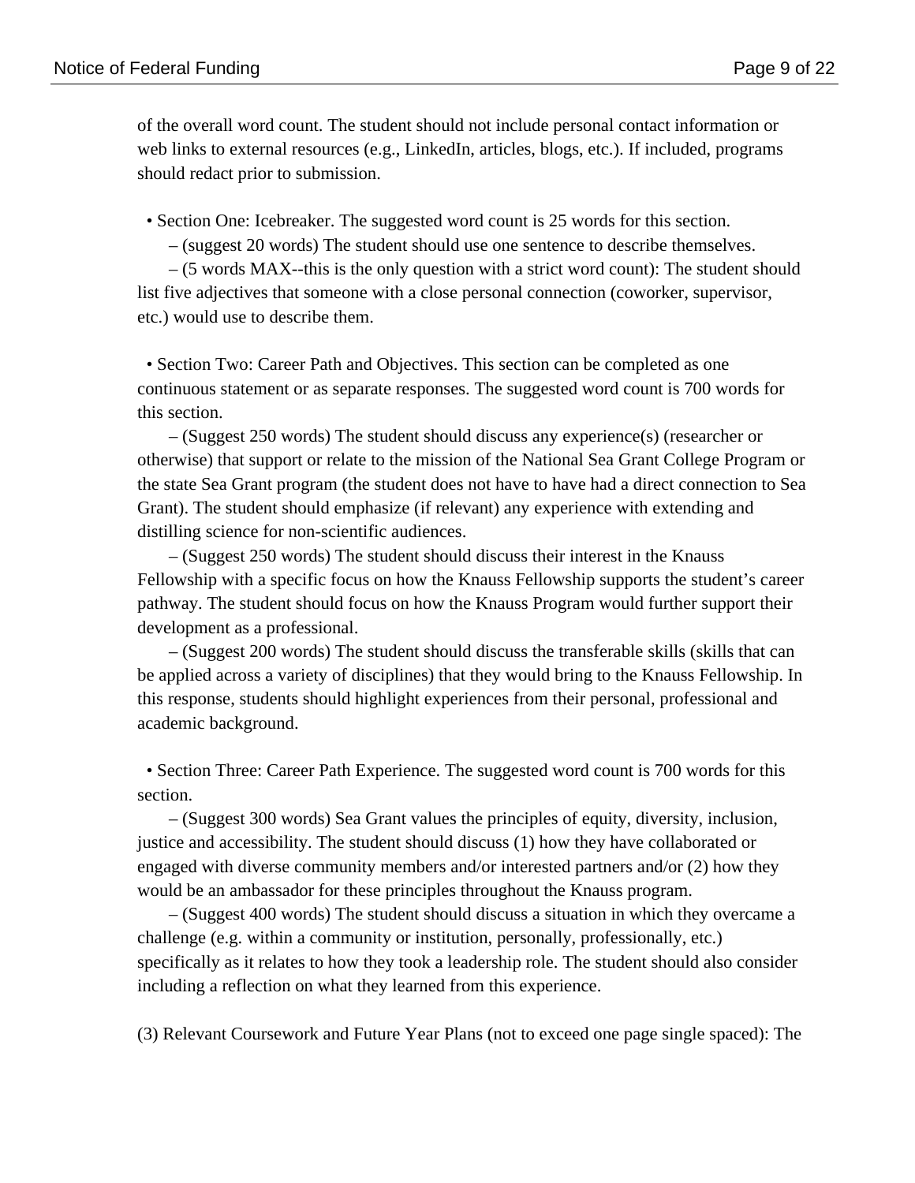of the overall word count. The student should not include personal contact information or web links to external resources (e.g., LinkedIn, articles, blogs, etc.). If included, programs should redact prior to submission.

- Section One: Icebreaker. The suggested word count is 25 words for this section.
  - (suggest 20 words) The student should use one sentence to describe themselves.
  - (5 words MAX--this is the only question with a strict word count): The student should list five adjectives that someone with a close personal connection (coworker, supervisor, etc.) would use to describe them.

- Section Two: Career Path and Objectives. This section can be completed as one continuous statement or as separate responses. The suggested word count is 700 words for this section.
  - (Suggest 250 words) The student should discuss any experience(s) (researcher or otherwise) that support or relate to the mission of the National Sea Grant College Program or the state Sea Grant program (the student does not have to have had a direct connection to Sea Grant). The student should emphasize (if relevant) any experience with extending and distilling science for non-scientific audiences.
  - (Suggest 250 words) The student should discuss their interest in the Knauss Fellowship with a specific focus on how the Knauss Fellowship supports the student's career pathway. The student should focus on how the Knauss Program would further support their development as a professional.
  - (Suggest 200 words) The student should discuss the transferable skills (skills that can be applied across a variety of disciplines) that they would bring to the Knauss Fellowship. In this response, students should highlight experiences from their personal, professional and academic background.

- Section Three: Career Path Experience. The suggested word count is 700 words for this section.
  - (Suggest 300 words) Sea Grant values the principles of equity, diversity, inclusion, justice and accessibility. The student should discuss (1) how they have collaborated or engaged with diverse community members and/or interested partners and/or (2) how they would be an ambassador for these principles throughout the Knauss program.
  - (Suggest 400 words) The student should discuss a situation in which they overcame a challenge (e.g. within a community or institution, personally, professionally, etc.) specifically as it relates to how they took a leadership role. The student should also consider including a reflection on what they learned from this experience.

(3) Relevant Coursework and Future Year Plans (not to exceed one page single spaced): The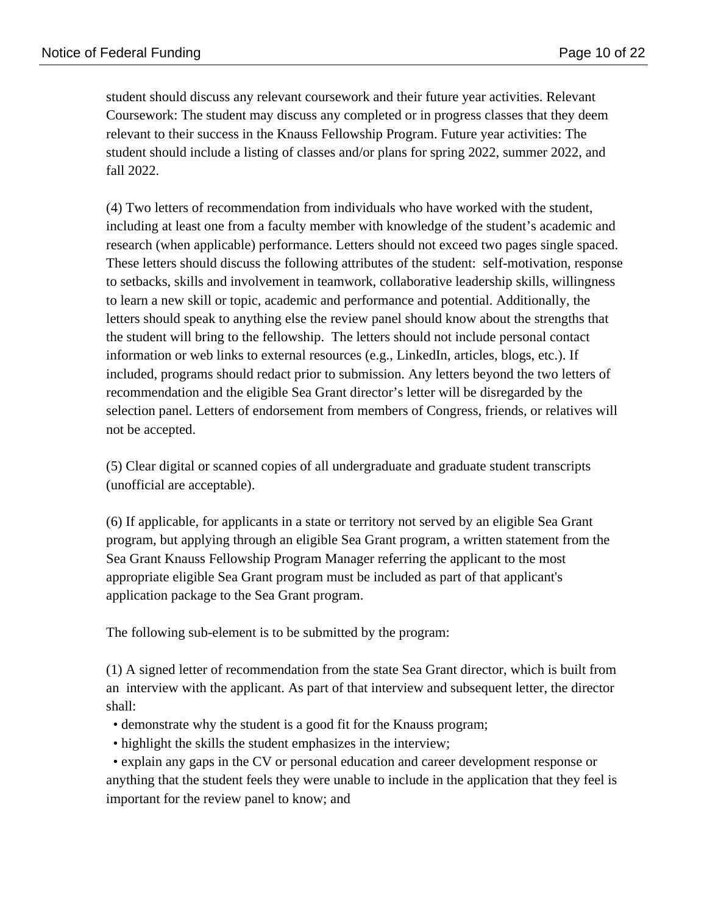student should discuss any relevant coursework and their future year activities. Relevant Coursework: The student may discuss any completed or in progress classes that they deem relevant to their success in the Knauss Fellowship Program. Future year activities: The student should include a listing of classes and/or plans for spring 2022, summer 2022, and fall 2022.

(4) Two letters of recommendation from individuals who have worked with the student, including at least one from a faculty member with knowledge of the student's academic and research (when applicable) performance. Letters should not exceed two pages single spaced. These letters should discuss the following attributes of the student: self-motivation, response to setbacks, skills and involvement in teamwork, collaborative leadership skills, willingness to learn a new skill or topic, academic and performance and potential. Additionally, the letters should speak to anything else the review panel should know about the strengths that the student will bring to the fellowship. The letters should not include personal contact information or web links to external resources (e.g., LinkedIn, articles, blogs, etc.). If included, programs should redact prior to submission. Any letters beyond the two letters of recommendation and the eligible Sea Grant director's letter will be disregarded by the selection panel. Letters of endorsement from members of Congress, friends, or relatives will not be accepted.

(5) Clear digital or scanned copies of all undergraduate and graduate student transcripts (unofficial are acceptable).

(6) If applicable, for applicants in a state or territory not served by an eligible Sea Grant program, but applying through an eligible Sea Grant program, a written statement from the Sea Grant Knauss Fellowship Program Manager referring the applicant to the most appropriate eligible Sea Grant program must be included as part of that applicant's application package to the Sea Grant program.

The following sub-element is to be submitted by the program:

(1) A signed letter of recommendation from the state Sea Grant director, which is built from an interview with the applicant. As part of that interview and subsequent letter, the director shall:

- demonstrate why the student is a good fit for the Knauss program;
- highlight the skills the student emphasizes in the interview;
- explain any gaps in the CV or personal education and career development response or anything that the student feels they were unable to include in the application that they feel is important for the review panel to know; and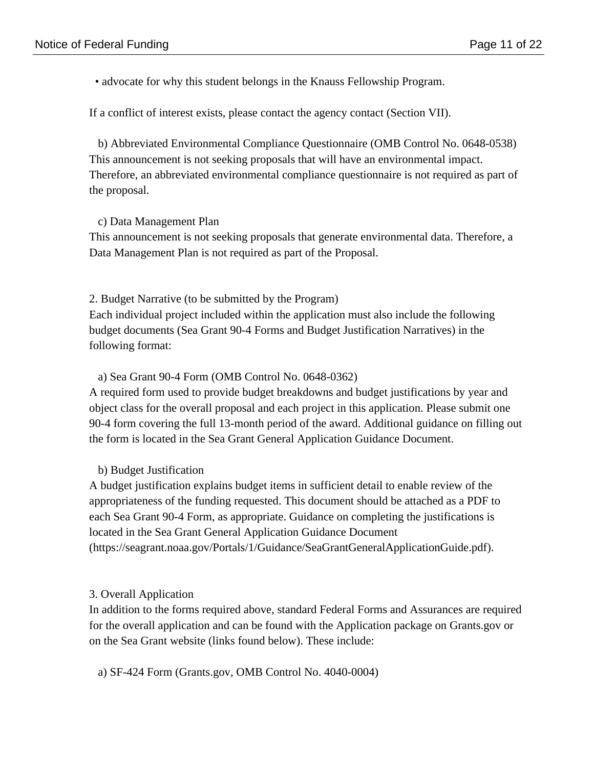- advocate for why this student belongs in the Knauss Fellowship Program.

If a conflict of interest exists, please contact the agency contact (Section VII).

b) Abbreviated Environmental Compliance Questionnaire (OMB Control No. 0648-0538)
This announcement is not seeking proposals that will have an environmental impact. Therefore, an abbreviated environmental compliance questionnaire is not required as part of the proposal.

c) Data Management Plan
This announcement is not seeking proposals that generate environmental data. Therefore, a Data Management Plan is not required as part of the Proposal.

2. Budget Narrative (to be submitted by the Program)
Each individual project included within the application must also include the following budget documents (Sea Grant 90-4 Forms and Budget Justification Narratives) in the following format:

a) Sea Grant 90-4 Form (OMB Control No. 0648-0362)
A required form used to provide budget breakdowns and budget justifications by year and object class for the overall proposal and each project in this application. Please submit one 90-4 form covering the full 13-month period of the award. Additional guidance on filling out the form is located in the Sea Grant General Application Guidance Document.

b) Budget Justification
A budget justification explains budget items in sufficient detail to enable review of the appropriateness of the funding requested. This document should be attached as a PDF to each Sea Grant 90-4 Form, as appropriate. Guidance on completing the justifications is located in the Sea Grant General Application Guidance Document (https://seagrant.noaa.gov/Portals/1/Guidance/SeaGrantGeneralApplicationGuide.pdf).

3. Overall Application
In addition to the forms required above, standard Federal Forms and Assurances are required for the overall application and can be found with the Application package on Grants.gov or on the Sea Grant website (links found below). These include:

a) SF-424 Form (Grants.gov, OMB Control No. 4040-0004)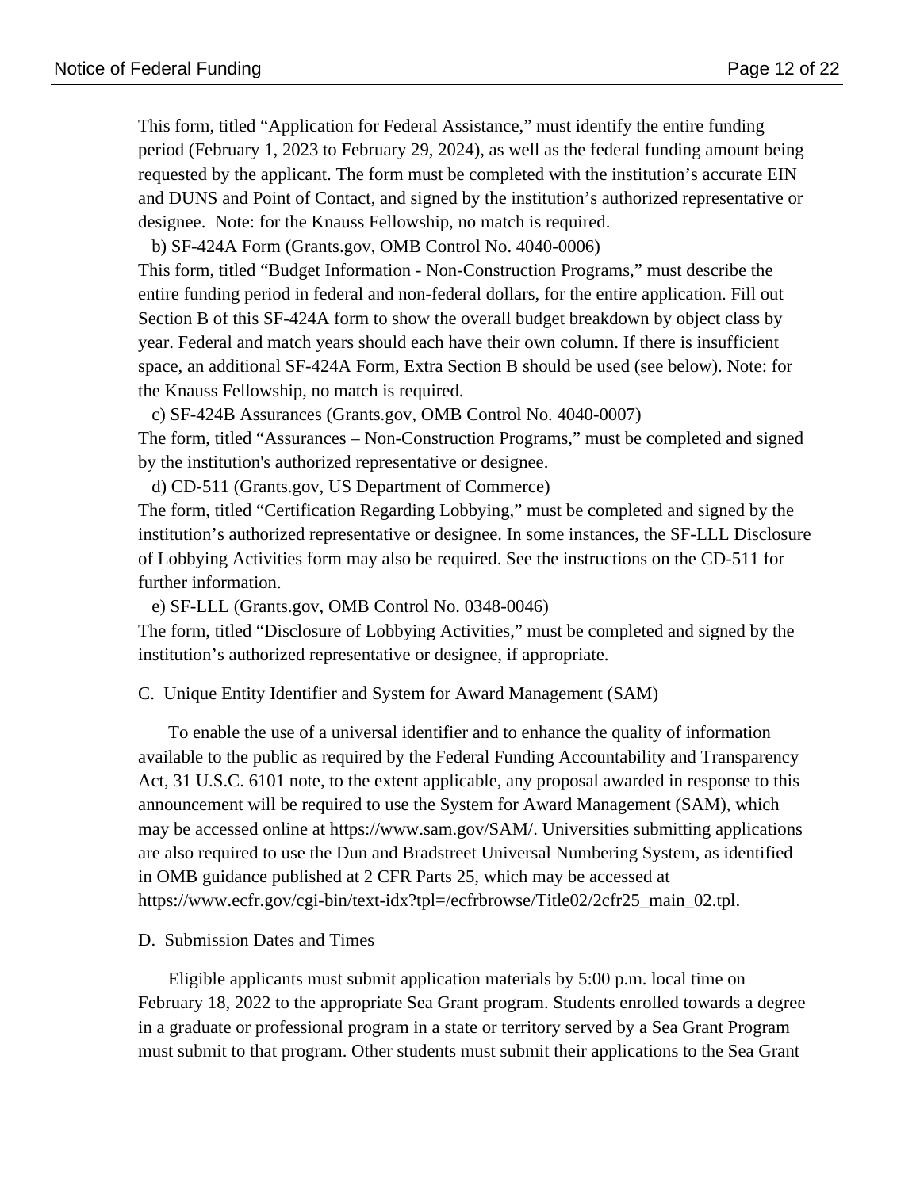This form, titled "Application for Federal Assistance," must identify the entire funding period (February 1, 2023 to February 29, 2024), as well as the federal funding amount being requested by the applicant. The form must be completed with the institution's accurate EIN and DUNS and Point of Contact, and signed by the institution's authorized representative or designee. Note: for the Knauss Fellowship, no match is required.

b) SF-424A Form (Grants.gov, OMB Control No. 4040-0006)

This form, titled "Budget Information - Non-Construction Programs," must describe the entire funding period in federal and non-federal dollars, for the entire application. Fill out Section B of this SF-424A form to show the overall budget breakdown by object class by year. Federal and match years should each have their own column. If there is insufficient space, an additional SF-424A Form, Extra Section B should be used (see below). Note: for the Knauss Fellowship, no match is required.

c) SF-424B Assurances (Grants.gov, OMB Control No. 4040-0007)

The form, titled "Assurances – Non-Construction Programs," must be completed and signed by the institution's authorized representative or designee.

d) CD-511 (Grants.gov, US Department of Commerce)

The form, titled "Certification Regarding Lobbying," must be completed and signed by the institution's authorized representative or designee. In some instances, the SF-LLL Disclosure of Lobbying Activities form may also be required. See the instructions on the CD-511 for further information.

e) SF-LLL (Grants.gov, OMB Control No. 0348-0046)

The form, titled "Disclosure of Lobbying Activities," must be completed and signed by the institution's authorized representative or designee, if appropriate.

C. Unique Entity Identifier and System for Award Management (SAM)

To enable the use of a universal identifier and to enhance the quality of information available to the public as required by the Federal Funding Accountability and Transparency Act, 31 U.S.C. 6101 note, to the extent applicable, any proposal awarded in response to this announcement will be required to use the System for Award Management (SAM), which may be accessed online at https://www.sam.gov/SAM/. Universities submitting applications are also required to use the Dun and Bradstreet Universal Numbering System, as identified in OMB guidance published at 2 CFR Parts 25, which may be accessed at https://www.ecfr.gov/cgi-bin/text-idx?tpl=/ecfrbrowse/Title02/2cfr25_main_02.tpl.

D. Submission Dates and Times

Eligible applicants must submit application materials by 5:00 p.m. local time on February 18, 2022 to the appropriate Sea Grant program. Students enrolled towards a degree in a graduate or professional program in a state or territory served by a Sea Grant Program must submit to that program. Other students must submit their applications to the Sea Grant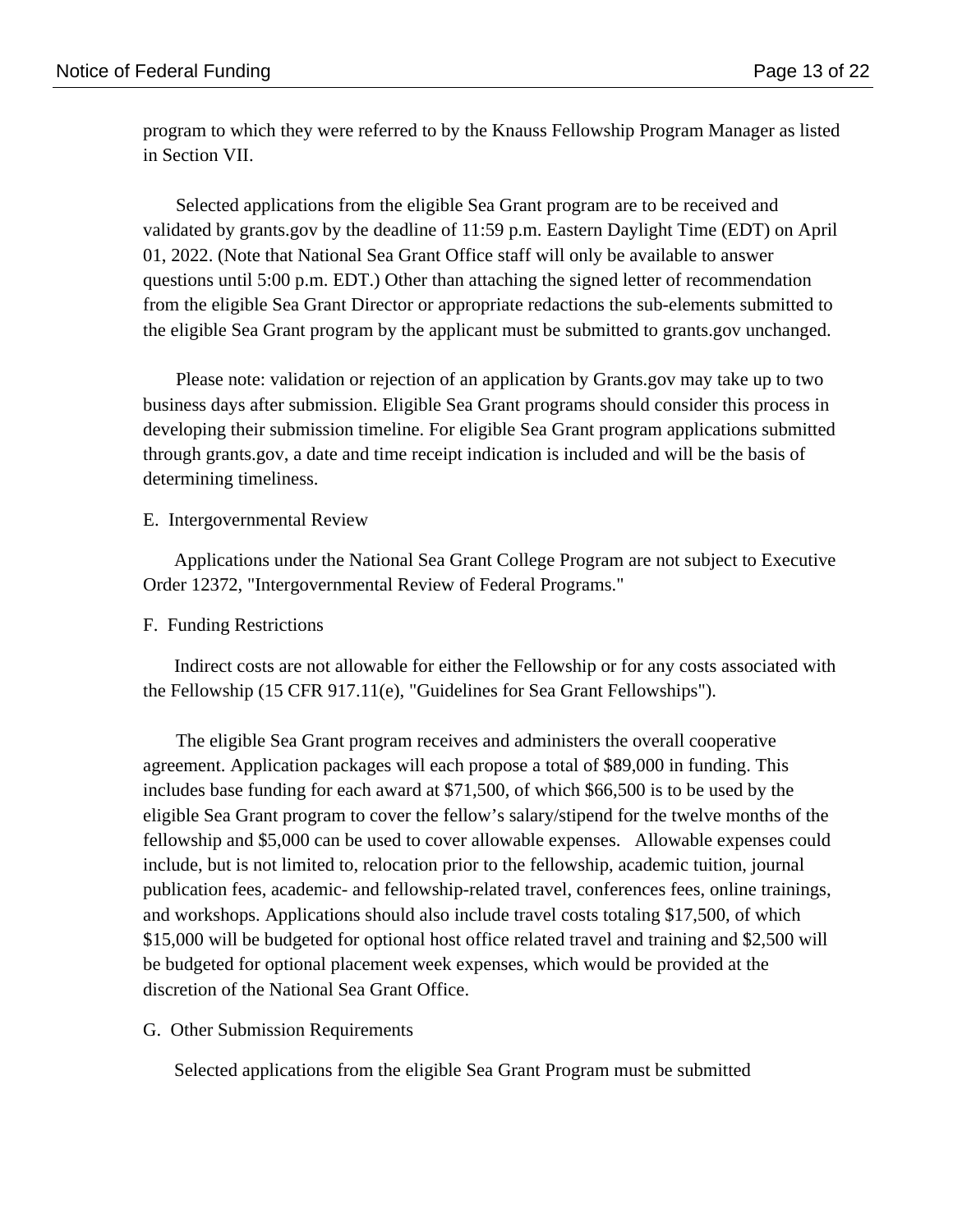program to which they were referred to by the Knauss Fellowship Program Manager as listed in Section VII.

Selected applications from the eligible Sea Grant program are to be received and validated by grants.gov by the deadline of 11:59 p.m. Eastern Daylight Time (EDT) on April 01, 2022. (Note that National Sea Grant Office staff will only be available to answer questions until 5:00 p.m. EDT.) Other than attaching the signed letter of recommendation from the eligible Sea Grant Director or appropriate redactions the sub-elements submitted to the eligible Sea Grant program by the applicant must be submitted to grants.gov unchanged.

Please note: validation or rejection of an application by Grants.gov may take up to two business days after submission. Eligible Sea Grant programs should consider this process in developing their submission timeline. For eligible Sea Grant program applications submitted through grants.gov, a date and time receipt indication is included and will be the basis of determining timeliness.

E. Intergovernmental Review

Applications under the National Sea Grant College Program are not subject to Executive Order 12372, "Intergovernmental Review of Federal Programs."

F. Funding Restrictions

Indirect costs are not allowable for either the Fellowship or for any costs associated with the Fellowship (15 CFR 917.11(e), "Guidelines for Sea Grant Fellowships").

The eligible Sea Grant program receives and administers the overall cooperative agreement. Application packages will each propose a total of $89,000 in funding. This includes base funding for each award at $71,500, of which $66,500 is to be used by the eligible Sea Grant program to cover the fellow's salary/stipend for the twelve months of the fellowship and $5,000 can be used to cover allowable expenses. Allowable expenses could include, but is not limited to, relocation prior to the fellowship, academic tuition, journal publication fees, academic- and fellowship-related travel, conferences fees, online trainings, and workshops. Applications should also include travel costs totaling $17,500, of which $15,000 will be budgeted for optional host office related travel and training and $2,500 will be budgeted for optional placement week expenses, which would be provided at the discretion of the National Sea Grant Office.

G. Other Submission Requirements

Selected applications from the eligible Sea Grant Program must be submitted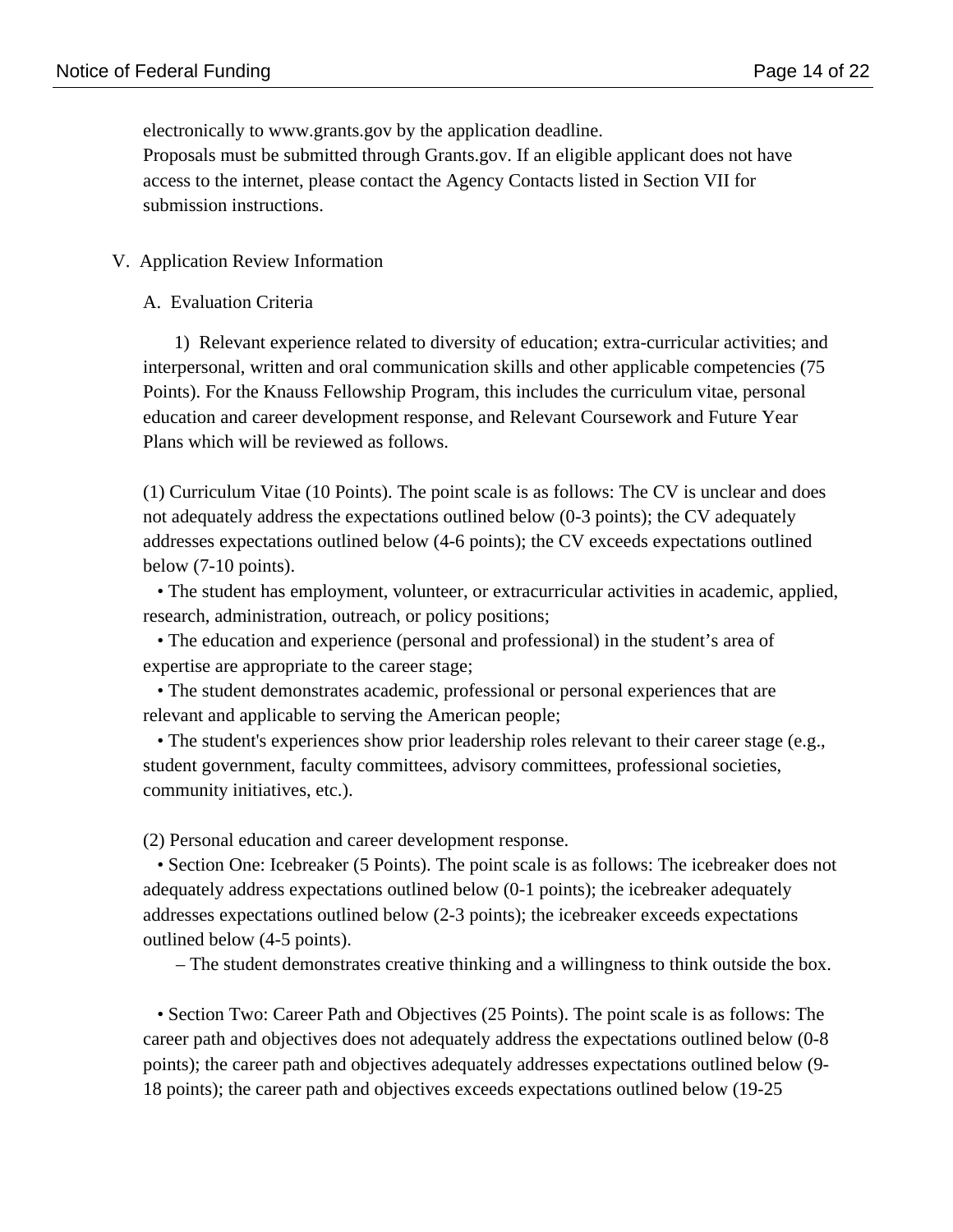electronically to www.grants.gov by the application deadline.
Proposals must be submitted through Grants.gov. If an eligible applicant does not have access to the internet, please contact the Agency Contacts listed in Section VII for submission instructions.

## V. Application Review Information

### A. Evaluation Criteria

1) Relevant experience related to diversity of education; extra-curricular activities; and interpersonal, written and oral communication skills and other applicable competencies (75 Points). For the Knauss Fellowship Program, this includes the curriculum vitae, personal education and career development response, and Relevant Coursework and Future Year Plans which will be reviewed as follows.

(1) Curriculum Vitae (10 Points). The point scale is as follows: The CV is unclear and does not adequately address the expectations outlined below (0-3 points); the CV adequately addresses expectations outlined below (4-6 points); the CV exceeds expectations outlined below (7-10 points).

- The student has employment, volunteer, or extracurricular activities in academic, applied, research, administration, outreach, or policy positions;
- The education and experience (personal and professional) in the student's area of expertise are appropriate to the career stage;
- The student demonstrates academic, professional or personal experiences that are relevant and applicable to serving the American people;
- The student's experiences show prior leadership roles relevant to their career stage (e.g., student government, faculty committees, advisory committees, professional societies, community initiatives, etc.).

(2) Personal education and career development response.

- Section One: Icebreaker (5 Points). The point scale is as follows: The icebreaker does not adequately address expectations outlined below (0-1 points); the icebreaker adequately addresses expectations outlined below (2-3 points); the icebreaker exceeds expectations outlined below (4-5 points).
  - The student demonstrates creative thinking and a willingness to think outside the box.

- Section Two: Career Path and Objectives (25 Points). The point scale is as follows: The career path and objectives does not adequately address the expectations outlined below (0-8 points); the career path and objectives adequately addresses expectations outlined below (9-18 points); the career path and objectives exceeds expectations outlined below (19-25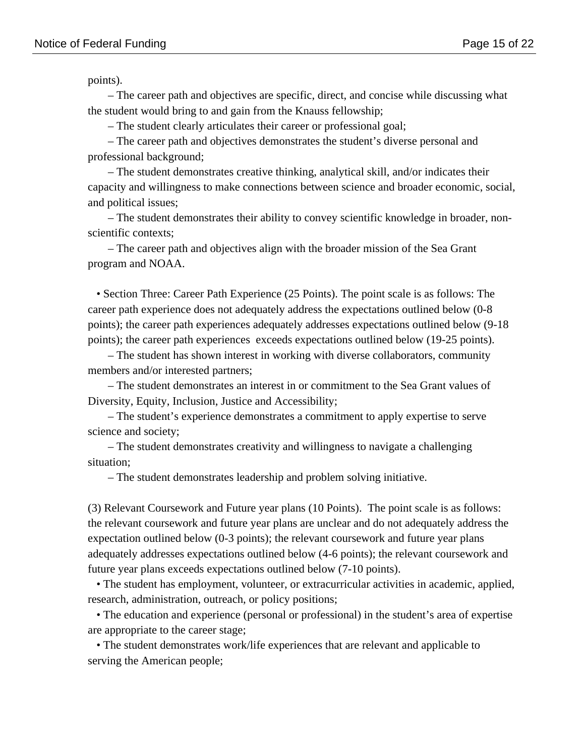points).

– The career path and objectives are specific, direct, and concise while discussing what the student would bring to and gain from the Knauss fellowship;

– The student clearly articulates their career or professional goal;

– The career path and objectives demonstrates the student's diverse personal and professional background;

– The student demonstrates creative thinking, analytical skill, and/or indicates their capacity and willingness to make connections between science and broader economic, social, and political issues;

– The student demonstrates their ability to convey scientific knowledge in broader, non-scientific contexts;

– The career path and objectives align with the broader mission of the Sea Grant program and NOAA.

- Section Three: Career Path Experience (25 Points). The point scale is as follows: The career path experience does not adequately address the expectations outlined below (0-8 points); the career path experiences adequately addresses expectations outlined below (9-18 points); the career path experiences exceeds expectations outlined below (19-25 points).

  – The student has shown interest in working with diverse collaborators, community members and/or interested partners;

  – The student demonstrates an interest in or commitment to the Sea Grant values of Diversity, Equity, Inclusion, Justice and Accessibility;

  – The student's experience demonstrates a commitment to apply expertise to serve science and society;

  – The student demonstrates creativity and willingness to navigate a challenging situation;

  – The student demonstrates leadership and problem solving initiative.

(3) Relevant Coursework and Future year plans (10 Points). The point scale is as follows: the relevant coursework and future year plans are unclear and do not adequately address the expectation outlined below (0-3 points); the relevant coursework and future year plans adequately addresses expectations outlined below (4-6 points); the relevant coursework and future year plans exceeds expectations outlined below (7-10 points).

- The student has employment, volunteer, or extracurricular activities in academic, applied, research, administration, outreach, or policy positions;
- The education and experience (personal or professional) in the student's area of expertise are appropriate to the career stage;
- The student demonstrates work/life experiences that are relevant and applicable to serving the American people;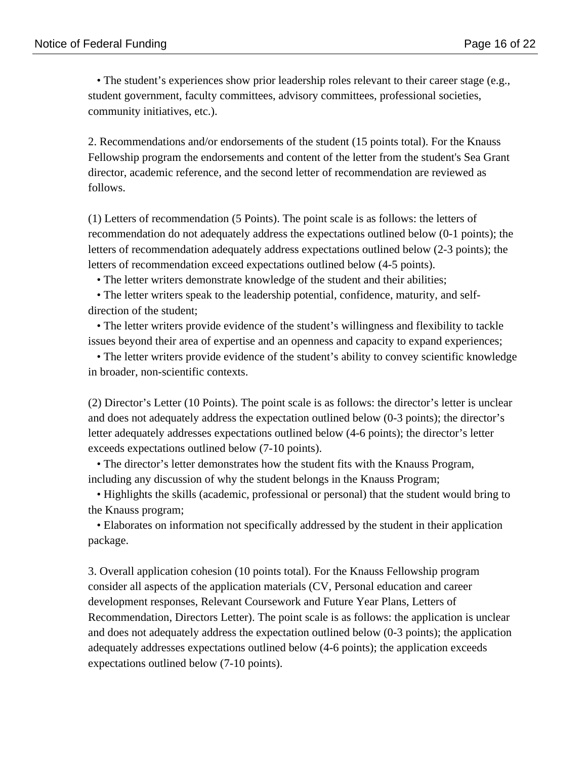- The student’s experiences show prior leadership roles relevant to their career stage (e.g., student government, faculty committees, advisory committees, professional societies, community initiatives, etc.).

2. Recommendations and/or endorsements of the student (15 points total). For the Knauss Fellowship program the endorsements and content of the letter from the student's Sea Grant director, academic reference, and the second letter of recommendation are reviewed as follows.

(1) Letters of recommendation (5 Points). The point scale is as follows: the letters of recommendation do not adequately address the expectations outlined below (0-1 points); the letters of recommendation adequately address expectations outlined below (2-3 points); the letters of recommendation exceed expectations outlined below (4-5 points).

- The letter writers demonstrate knowledge of the student and their abilities;
- The letter writers speak to the leadership potential, confidence, maturity, and self-direction of the student;
- The letter writers provide evidence of the student’s willingness and flexibility to tackle issues beyond their area of expertise and an openness and capacity to expand experiences;
- The letter writers provide evidence of the student’s ability to convey scientific knowledge in broader, non-scientific contexts.

(2) Director’s Letter (10 Points). The point scale is as follows: the director’s letter is unclear and does not adequately address the expectation outlined below (0-3 points); the director’s letter adequately addresses expectations outlined below (4-6 points); the director’s letter exceeds expectations outlined below (7-10 points).

- The director’s letter demonstrates how the student fits with the Knauss Program, including any discussion of why the student belongs in the Knauss Program;
- Highlights the skills (academic, professional or personal) that the student would bring to the Knauss program;
- Elaborates on information not specifically addressed by the student in their application package.

3. Overall application cohesion (10 points total). For the Knauss Fellowship program consider all aspects of the application materials (CV, Personal education and career development responses, Relevant Coursework and Future Year Plans, Letters of Recommendation, Directors Letter). The point scale is as follows: the application is unclear and does not adequately address the expectation outlined below (0-3 points); the application adequately addresses expectations outlined below (4-6 points); the application exceeds expectations outlined below (7-10 points).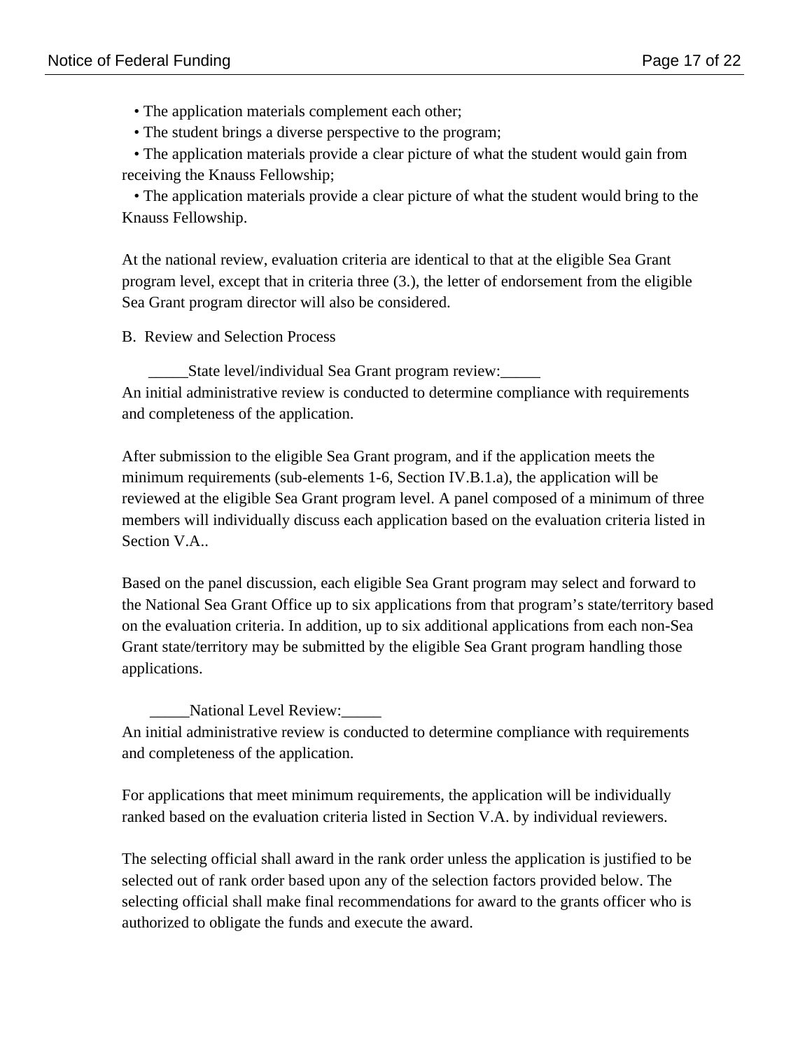- The application materials complement each other;
- The student brings a diverse perspective to the program;
- The application materials provide a clear picture of what the student would gain from receiving the Knauss Fellowship;
- The application materials provide a clear picture of what the student would bring to the Knauss Fellowship.

At the national review, evaluation criteria are identical to that at the eligible Sea Grant program level, except that in criteria three (3.), the letter of endorsement from the eligible Sea Grant program director will also be considered.

B. Review and Selection Process

_____State level/individual Sea Grant program review:_____

An initial administrative review is conducted to determine compliance with requirements and completeness of the application.

After submission to the eligible Sea Grant program, and if the application meets the minimum requirements (sub-elements 1-6, Section IV.B.1.a), the application will be reviewed at the eligible Sea Grant program level. A panel composed of a minimum of three members will individually discuss each application based on the evaluation criteria listed in Section V.A..

Based on the panel discussion, each eligible Sea Grant program may select and forward to the National Sea Grant Office up to six applications from that program's state/territory based on the evaluation criteria. In addition, up to six additional applications from each non-Sea Grant state/territory may be submitted by the eligible Sea Grant program handling those applications.

_____National Level Review:_____

An initial administrative review is conducted to determine compliance with requirements and completeness of the application.

For applications that meet minimum requirements, the application will be individually ranked based on the evaluation criteria listed in Section V.A. by individual reviewers.

The selecting official shall award in the rank order unless the application is justified to be selected out of rank order based upon any of the selection factors provided below. The selecting official shall make final recommendations for award to the grants officer who is authorized to obligate the funds and execute the award.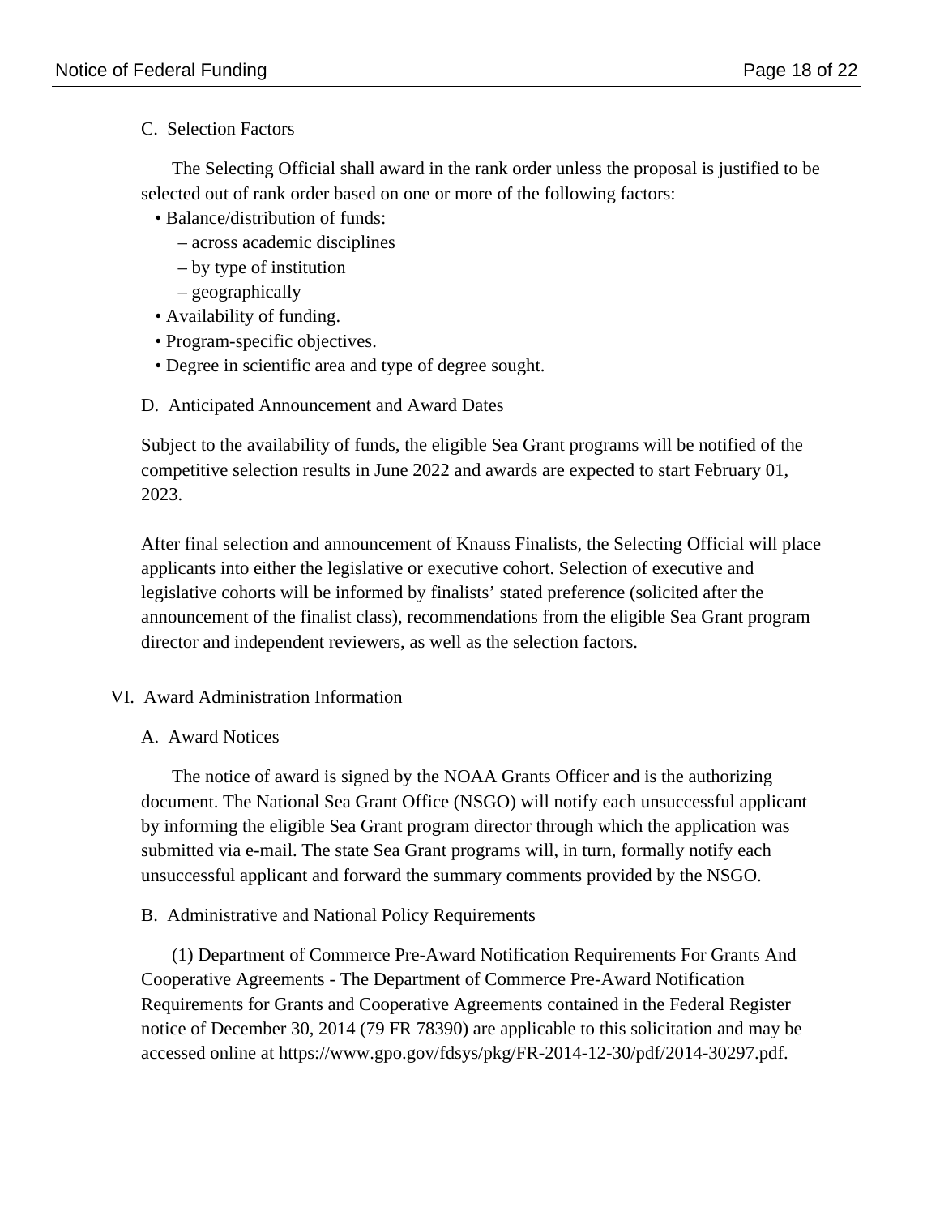### C. Selection Factors

The Selecting Official shall award in the rank order unless the proposal is justified to be selected out of rank order based on one or more of the following factors:

- Balance/distribution of funds:
  - across academic disciplines
  - by type of institution
  - geographically
- Availability of funding.
- Program-specific objectives.
- Degree in scientific area and type of degree sought.

### D. Anticipated Announcement and Award Dates

Subject to the availability of funds, the eligible Sea Grant programs will be notified of the competitive selection results in June 2022 and awards are expected to start February 01, 2023.

After final selection and announcement of Knauss Finalists, the Selecting Official will place applicants into either the legislative or executive cohort. Selection of executive and legislative cohorts will be informed by finalists' stated preference (solicited after the announcement of the finalist class), recommendations from the eligible Sea Grant program director and independent reviewers, as well as the selection factors.

## VI. Award Administration Information

### A. Award Notices

The notice of award is signed by the NOAA Grants Officer and is the authorizing document. The National Sea Grant Office (NSGO) will notify each unsuccessful applicant by informing the eligible Sea Grant program director through which the application was submitted via e-mail. The state Sea Grant programs will, in turn, formally notify each unsuccessful applicant and forward the summary comments provided by the NSGO.

### B. Administrative and National Policy Requirements

(1) Department of Commerce Pre-Award Notification Requirements For Grants And Cooperative Agreements - The Department of Commerce Pre-Award Notification Requirements for Grants and Cooperative Agreements contained in the Federal Register notice of December 30, 2014 (79 FR 78390) are applicable to this solicitation and may be accessed online at https://www.gpo.gov/fdsys/pkg/FR-2014-12-30/pdf/2014-30297.pdf.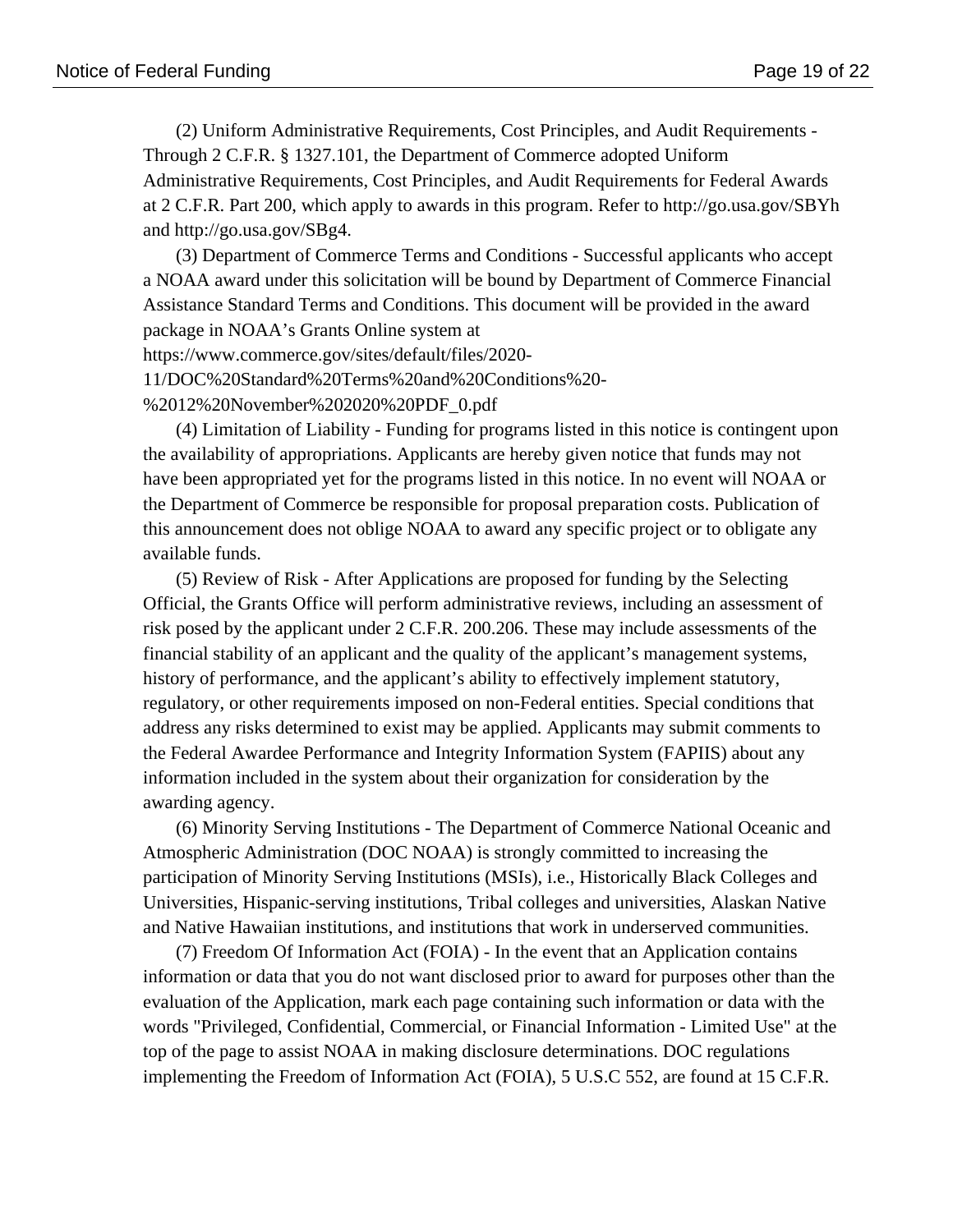(2) Uniform Administrative Requirements, Cost Principles, and Audit Requirements - Through 2 C.F.R. § 1327.101, the Department of Commerce adopted Uniform Administrative Requirements, Cost Principles, and Audit Requirements for Federal Awards at 2 C.F.R. Part 200, which apply to awards in this program. Refer to http://go.usa.gov/SBYh and http://go.usa.gov/SBg4.

(3) Department of Commerce Terms and Conditions - Successful applicants who accept a NOAA award under this solicitation will be bound by Department of Commerce Financial Assistance Standard Terms and Conditions. This document will be provided in the award package in NOAA's Grants Online system at https://www.commerce.gov/sites/default/files/2020-11/DOC%20Standard%20Terms%20and%20Conditions%20-%2012%20November%202020%20PDF_0.pdf

(4) Limitation of Liability - Funding for programs listed in this notice is contingent upon the availability of appropriations. Applicants are hereby given notice that funds may not have been appropriated yet for the programs listed in this notice. In no event will NOAA or the Department of Commerce be responsible for proposal preparation costs. Publication of this announcement does not oblige NOAA to award any specific project or to obligate any available funds.

(5) Review of Risk - After Applications are proposed for funding by the Selecting Official, the Grants Office will perform administrative reviews, including an assessment of risk posed by the applicant under 2 C.F.R. 200.206. These may include assessments of the financial stability of an applicant and the quality of the applicant's management systems, history of performance, and the applicant's ability to effectively implement statutory, regulatory, or other requirements imposed on non-Federal entities. Special conditions that address any risks determined to exist may be applied. Applicants may submit comments to the Federal Awardee Performance and Integrity Information System (FAPIIS) about any information included in the system about their organization for consideration by the awarding agency.

(6) Minority Serving Institutions - The Department of Commerce National Oceanic and Atmospheric Administration (DOC NOAA) is strongly committed to increasing the participation of Minority Serving Institutions (MSIs), i.e., Historically Black Colleges and Universities, Hispanic-serving institutions, Tribal colleges and universities, Alaskan Native and Native Hawaiian institutions, and institutions that work in underserved communities.

(7) Freedom Of Information Act (FOIA) - In the event that an Application contains information or data that you do not want disclosed prior to award for purposes other than the evaluation of the Application, mark each page containing such information or data with the words "Privileged, Confidential, Commercial, or Financial Information - Limited Use" at the top of the page to assist NOAA in making disclosure determinations. DOC regulations implementing the Freedom of Information Act (FOIA), 5 U.S.C 552, are found at 15 C.F.R.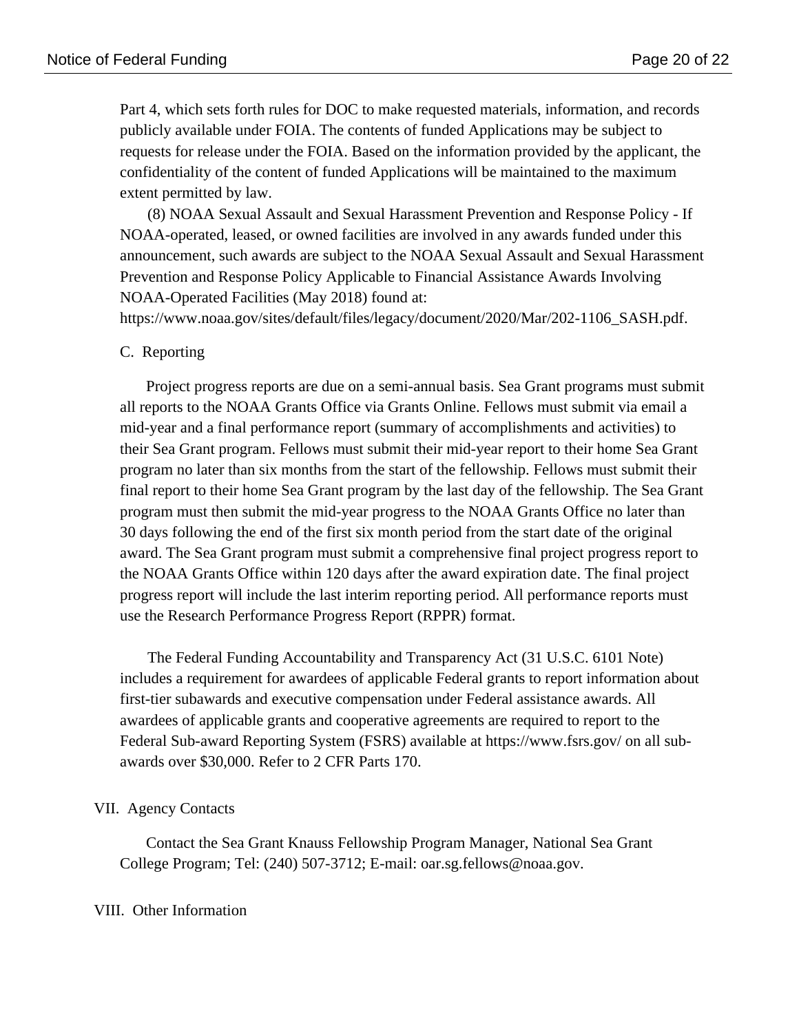Part 4, which sets forth rules for DOC to make requested materials, information, and records publicly available under FOIA. The contents of funded Applications may be subject to requests for release under the FOIA. Based on the information provided by the applicant, the confidentiality of the content of funded Applications will be maintained to the maximum extent permitted by law.

(8) NOAA Sexual Assault and Sexual Harassment Prevention and Response Policy - If NOAA-operated, leased, or owned facilities are involved in any awards funded under this announcement, such awards are subject to the NOAA Sexual Assault and Sexual Harassment Prevention and Response Policy Applicable to Financial Assistance Awards Involving NOAA-Operated Facilities (May 2018) found at: https://www.noaa.gov/sites/default/files/legacy/document/2020/Mar/202-1106_SASH.pdf.

### C. Reporting

Project progress reports are due on a semi-annual basis. Sea Grant programs must submit all reports to the NOAA Grants Office via Grants Online. Fellows must submit via email a mid-year and a final performance report (summary of accomplishments and activities) to their Sea Grant program. Fellows must submit their mid-year report to their home Sea Grant program no later than six months from the start of the fellowship. Fellows must submit their final report to their home Sea Grant program by the last day of the fellowship. The Sea Grant program must then submit the mid-year progress to the NOAA Grants Office no later than 30 days following the end of the first six month period from the start date of the original award. The Sea Grant program must submit a comprehensive final project progress report to the NOAA Grants Office within 120 days after the award expiration date. The final project progress report will include the last interim reporting period. All performance reports must use the Research Performance Progress Report (RPPR) format.

The Federal Funding Accountability and Transparency Act (31 U.S.C. 6101 Note) includes a requirement for awardees of applicable Federal grants to report information about first-tier subawards and executive compensation under Federal assistance awards. All awardees of applicable grants and cooperative agreements are required to report to the Federal Sub-award Reporting System (FSRS) available at https://www.fsrs.gov/ on all sub-awards over $30,000. Refer to 2 CFR Parts 170.

## VII. Agency Contacts

Contact the Sea Grant Knauss Fellowship Program Manager, National Sea Grant College Program; Tel: (240) 507-3712; E-mail: oar.sg.fellows@noaa.gov.

## VIII. Other Information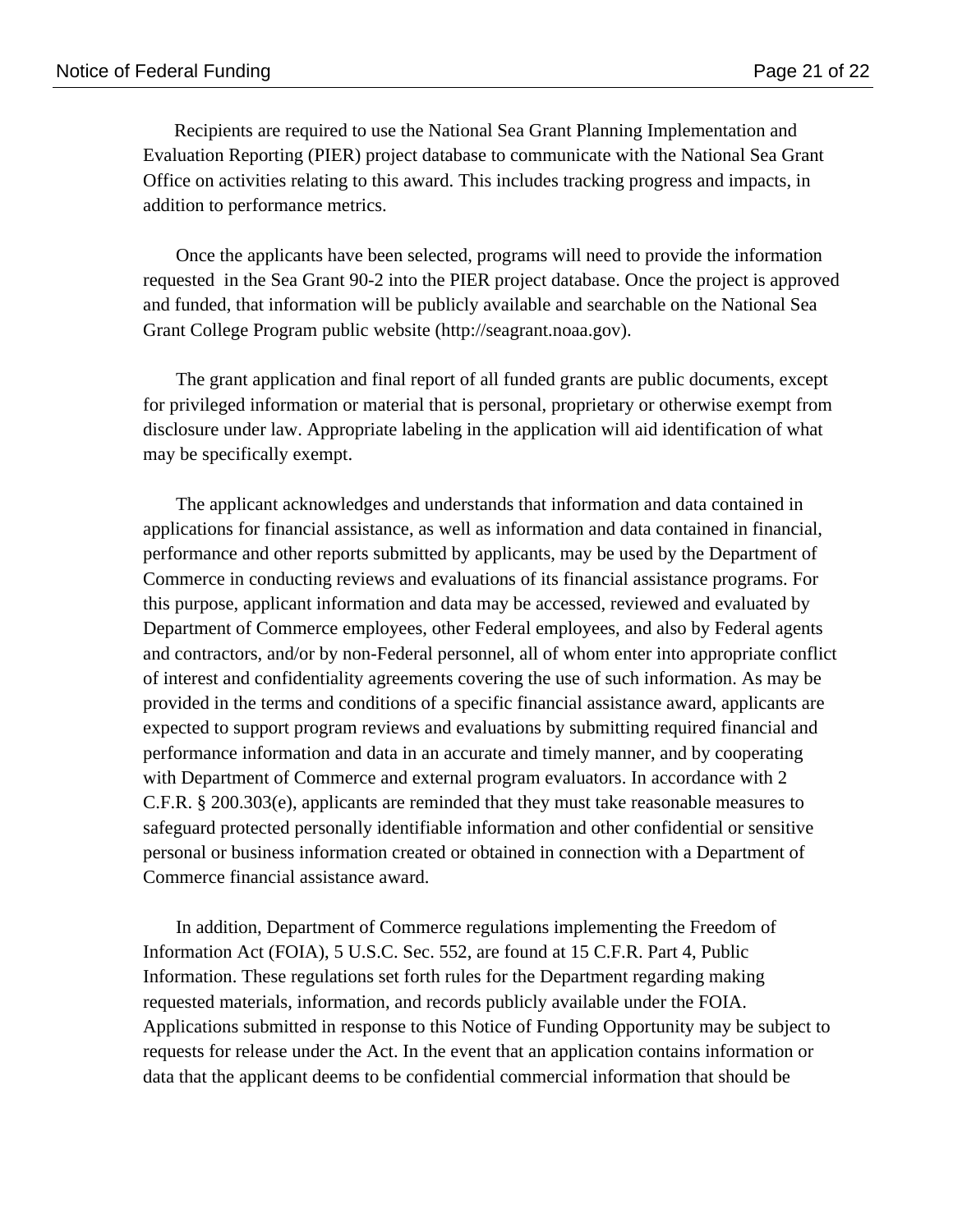Recipients are required to use the National Sea Grant Planning Implementation and Evaluation Reporting (PIER) project database to communicate with the National Sea Grant Office on activities relating to this award. This includes tracking progress and impacts, in addition to performance metrics.

Once the applicants have been selected, programs will need to provide the information requested in the Sea Grant 90-2 into the PIER project database. Once the project is approved and funded, that information will be publicly available and searchable on the National Sea Grant College Program public website (http://seagrant.noaa.gov).

The grant application and final report of all funded grants are public documents, except for privileged information or material that is personal, proprietary or otherwise exempt from disclosure under law. Appropriate labeling in the application will aid identification of what may be specifically exempt.

The applicant acknowledges and understands that information and data contained in applications for financial assistance, as well as information and data contained in financial, performance and other reports submitted by applicants, may be used by the Department of Commerce in conducting reviews and evaluations of its financial assistance programs. For this purpose, applicant information and data may be accessed, reviewed and evaluated by Department of Commerce employees, other Federal employees, and also by Federal agents and contractors, and/or by non-Federal personnel, all of whom enter into appropriate conflict of interest and confidentiality agreements covering the use of such information. As may be provided in the terms and conditions of a specific financial assistance award, applicants are expected to support program reviews and evaluations by submitting required financial and performance information and data in an accurate and timely manner, and by cooperating with Department of Commerce and external program evaluators. In accordance with 2 C.F.R. § 200.303(e), applicants are reminded that they must take reasonable measures to safeguard protected personally identifiable information and other confidential or sensitive personal or business information created or obtained in connection with a Department of Commerce financial assistance award.

In addition, Department of Commerce regulations implementing the Freedom of Information Act (FOIA), 5 U.S.C. Sec. 552, are found at 15 C.F.R. Part 4, Public Information. These regulations set forth rules for the Department regarding making requested materials, information, and records publicly available under the FOIA. Applications submitted in response to this Notice of Funding Opportunity may be subject to requests for release under the Act. In the event that an application contains information or data that the applicant deems to be confidential commercial information that should be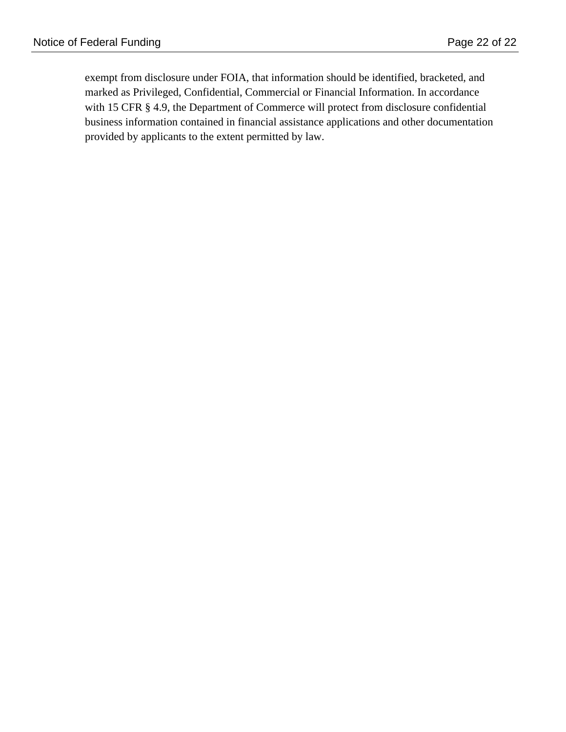exempt from disclosure under FOIA, that information should be identified, bracketed, and marked as Privileged, Confidential, Commercial or Financial Information. In accordance with 15 CFR § 4.9, the Department of Commerce will protect from disclosure confidential business information contained in financial assistance applications and other documentation provided by applicants to the extent permitted by law.